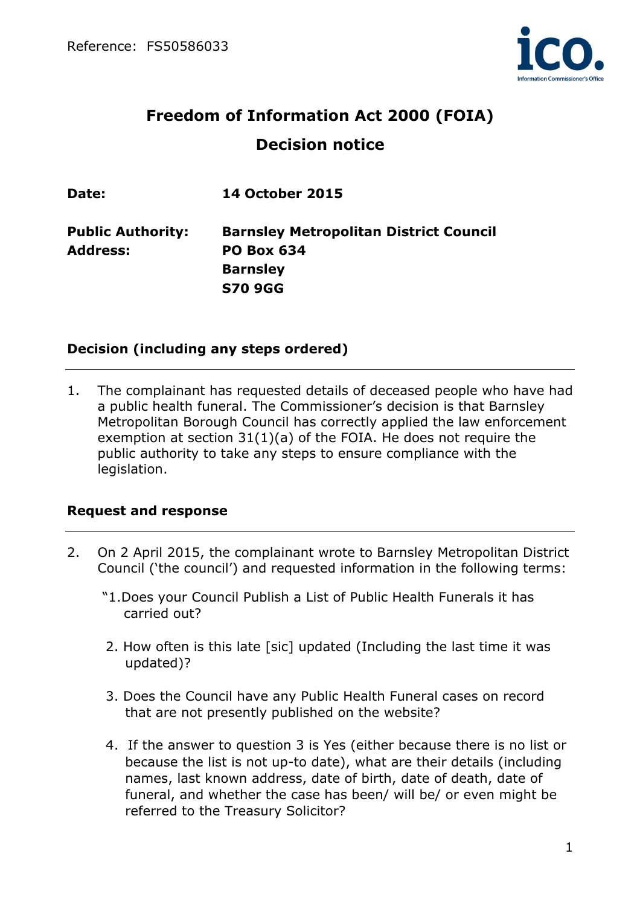Reference: FS50586033

# Freedom of Information Act 2000 (FOIA)

## Decision notice

| | |
|---|---|
| **Date:** | **14 October 2015** |
| **Public Authority:** | **Barnsley Metropolitan District Council** |
| **Address:** | **PO Box 634**<br>**Barnsley**<br>**S70 9GG** |

### Decision (including any steps ordered)

1. The complainant has requested details of deceased people who have had a public health funeral. The Commissioner's decision is that Barnsley Metropolitan Borough Council has correctly applied the law enforcement exemption at section 31(1)(a) of the FOIA. He does not require the public authority to take any steps to ensure compliance with the legislation.

### Request and response

2. On 2 April 2015, the complainant wrote to Barnsley Metropolitan District Council ('the council') and requested information in the following terms:

   "1.Does your Council Publish a List of Public Health Funerals it has carried out?

   2. How often is this late [sic] updated (Including the last time it was updated)?

   3. Does the Council have any Public Health Funeral cases on record that are not presently published on the website?

   4. If the answer to question 3 is Yes (either because there is no list or because the list is not up-to date), what are their details (including names, last known address, date of birth, date of death, date of funeral, and whether the case has been/ will be/ or even might be referred to the Treasury Solicitor?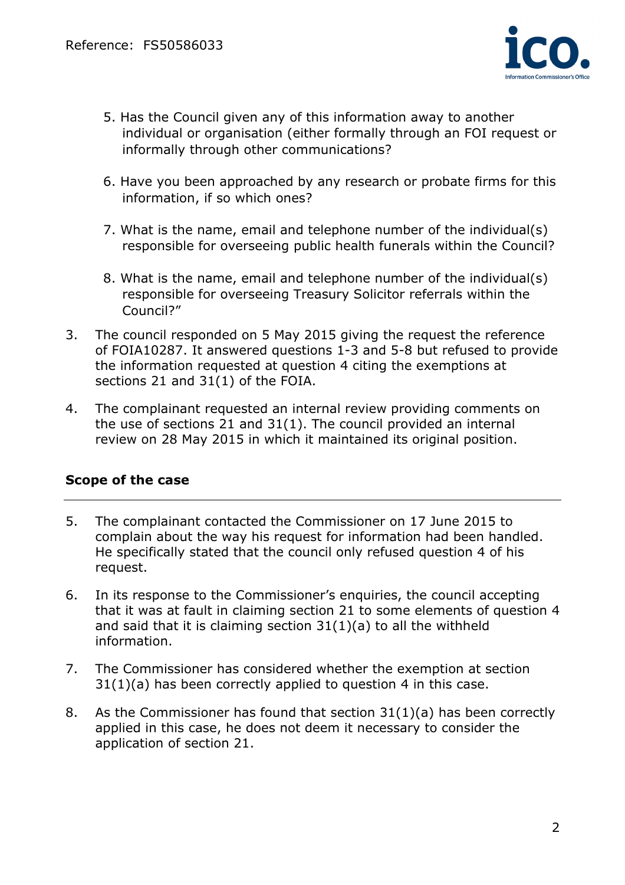5. Has the Council given any of this information away to another individual or organisation (either formally through an FOI request or informally through other communications?

6. Have you been approached by any research or probate firms for this information, if so which ones?

7. What is the name, email and telephone number of the individual(s) responsible for overseeing public health funerals within the Council?

8. What is the name, email and telephone number of the individual(s) responsible for overseeing Treasury Solicitor referrals within the Council?"

3. The council responded on 5 May 2015 giving the request the reference of FOIA10287. It answered questions 1-3 and 5-8 but refused to provide the information requested at question 4 citing the exemptions at sections 21 and 31(1) of the FOIA.

4. The complainant requested an internal review providing comments on the use of sections 21 and 31(1). The council provided an internal review on 28 May 2015 in which it maintained its original position.

## Scope of the case

5. The complainant contacted the Commissioner on 17 June 2015 to complain about the way his request for information had been handled. He specifically stated that the council only refused question 4 of his request.

6. In its response to the Commissioner's enquiries, the council accepting that it was at fault in claiming section 21 to some elements of question 4 and said that it is claiming section 31(1)(a) to all the withheld information.

7. The Commissioner has considered whether the exemption at section 31(1)(a) has been correctly applied to question 4 in this case.

8. As the Commissioner has found that section 31(1)(a) has been correctly applied in this case, he does not deem it necessary to consider the application of section 21.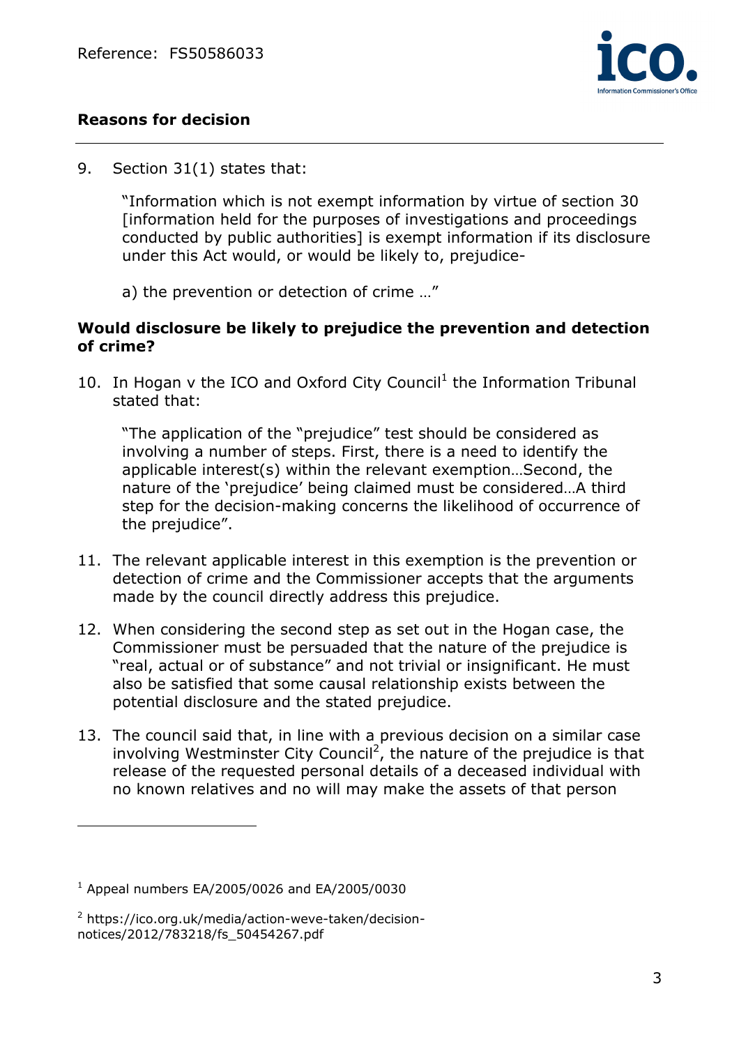## Reasons for decision

9. Section 31(1) states that:

   "Information which is not exempt information by virtue of section 30 [information held for the purposes of investigations and proceedings conducted by public authorities] is exempt information if its disclosure under this Act would, or would be likely to, prejudice-

   a) the prevention or detection of crime …"

### Would disclosure be likely to prejudice the prevention and detection of crime?

10. In Hogan v the ICO and Oxford City Council[1] the Information Tribunal stated that:

    "The application of the "prejudice" test should be considered as involving a number of steps. First, there is a need to identify the applicable interest(s) within the relevant exemption…Second, the nature of the 'prejudice' being claimed must be considered…A third step for the decision-making concerns the likelihood of occurrence of the prejudice".

11. The relevant applicable interest in this exemption is the prevention or detection of crime and the Commissioner accepts that the arguments made by the council directly address this prejudice.

12. When considering the second step as set out in the Hogan case, the Commissioner must be persuaded that the nature of the prejudice is "real, actual or of substance" and not trivial or insignificant. He must also be satisfied that some causal relationship exists between the potential disclosure and the stated prejudice.

13. The council said that, in line with a previous decision on a similar case involving Westminster City Council[2], the nature of the prejudice is that release of the requested personal details of a deceased individual with no known relatives and no will may make the assets of that person

---

[1] Appeal numbers EA/2005/0026 and EA/2005/0030

[2] https://ico.org.uk/media/action-weve-taken/decision-notices/2012/783218/fs_50454267.pdf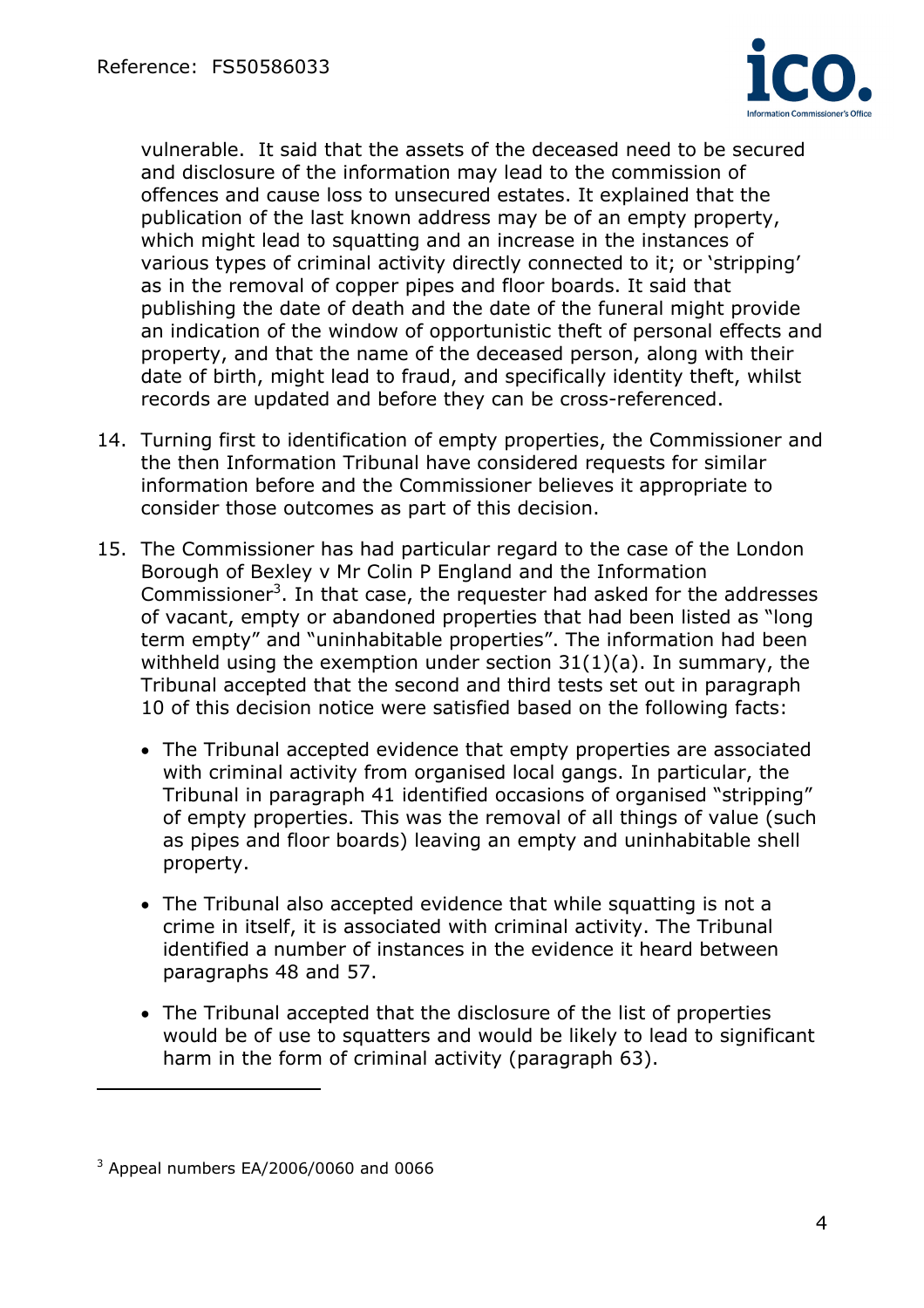vulnerable. It said that the assets of the deceased need to be secured and disclosure of the information may lead to the commission of offences and cause loss to unsecured estates. It explained that the publication of the last known address may be of an empty property, which might lead to squatting and an increase in the instances of various types of criminal activity directly connected to it; or 'stripping' as in the removal of copper pipes and floor boards. It said that publishing the date of death and the date of the funeral might provide an indication of the window of opportunistic theft of personal effects and property, and that the name of the deceased person, along with their date of birth, might lead to fraud, and specifically identity theft, whilst records are updated and before they can be cross-referenced.

14. Turning first to identification of empty properties, the Commissioner and the then Information Tribunal have considered requests for similar information before and the Commissioner believes it appropriate to consider those outcomes as part of this decision.

15. The Commissioner has had particular regard to the case of the London Borough of Bexley v Mr Colin P England and the Information Commissioner[3]. In that case, the requester had asked for the addresses of vacant, empty or abandoned properties that had been listed as "long term empty" and "uninhabitable properties". The information had been withheld using the exemption under section 31(1)(a). In summary, the Tribunal accepted that the second and third tests set out in paragraph 10 of this decision notice were satisfied based on the following facts:

    - The Tribunal accepted evidence that empty properties are associated with criminal activity from organised local gangs. In particular, the Tribunal in paragraph 41 identified occasions of organised "stripping" of empty properties. This was the removal of all things of value (such as pipes and floor boards) leaving an empty and uninhabitable shell property.

    - The Tribunal also accepted evidence that while squatting is not a crime in itself, it is associated with criminal activity. The Tribunal identified a number of instances in the evidence it heard between paragraphs 48 and 57.

    - The Tribunal accepted that the disclosure of the list of properties would be of use to squatters and would be likely to lead to significant harm in the form of criminal activity (paragraph 63).

---

[3] Appeal numbers EA/2006/0060 and 0066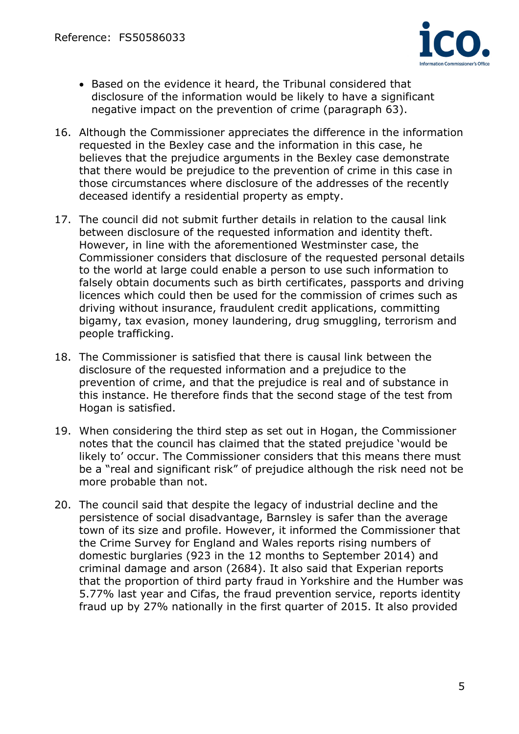- Based on the evidence it heard, the Tribunal considered that disclosure of the information would be likely to have a significant negative impact on the prevention of crime (paragraph 63).

16. Although the Commissioner appreciates the difference in the information requested in the Bexley case and the information in this case, he believes that the prejudice arguments in the Bexley case demonstrate that there would be prejudice to the prevention of crime in this case in those circumstances where disclosure of the addresses of the recently deceased identify a residential property as empty.

17. The council did not submit further details in relation to the causal link between disclosure of the requested information and identity theft. However, in line with the aforementioned Westminster case, the Commissioner considers that disclosure of the requested personal details to the world at large could enable a person to use such information to falsely obtain documents such as birth certificates, passports and driving licences which could then be used for the commission of crimes such as driving without insurance, fraudulent credit applications, committing bigamy, tax evasion, money laundering, drug smuggling, terrorism and people trafficking.

18. The Commissioner is satisfied that there is causal link between the disclosure of the requested information and a prejudice to the prevention of crime, and that the prejudice is real and of substance in this instance. He therefore finds that the second stage of the test from Hogan is satisfied.

19. When considering the third step as set out in Hogan, the Commissioner notes that the council has claimed that the stated prejudice 'would be likely to' occur. The Commissioner considers that this means there must be a "real and significant risk" of prejudice although the risk need not be more probable than not.

20. The council said that despite the legacy of industrial decline and the persistence of social disadvantage, Barnsley is safer than the average town of its size and profile. However, it informed the Commissioner that the Crime Survey for England and Wales reports rising numbers of domestic burglaries (923 in the 12 months to September 2014) and criminal damage and arson (2684). It also said that Experian reports that the proportion of third party fraud in Yorkshire and the Humber was 5.77% last year and Cifas, the fraud prevention service, reports identity fraud up by 27% nationally in the first quarter of 2015. It also provided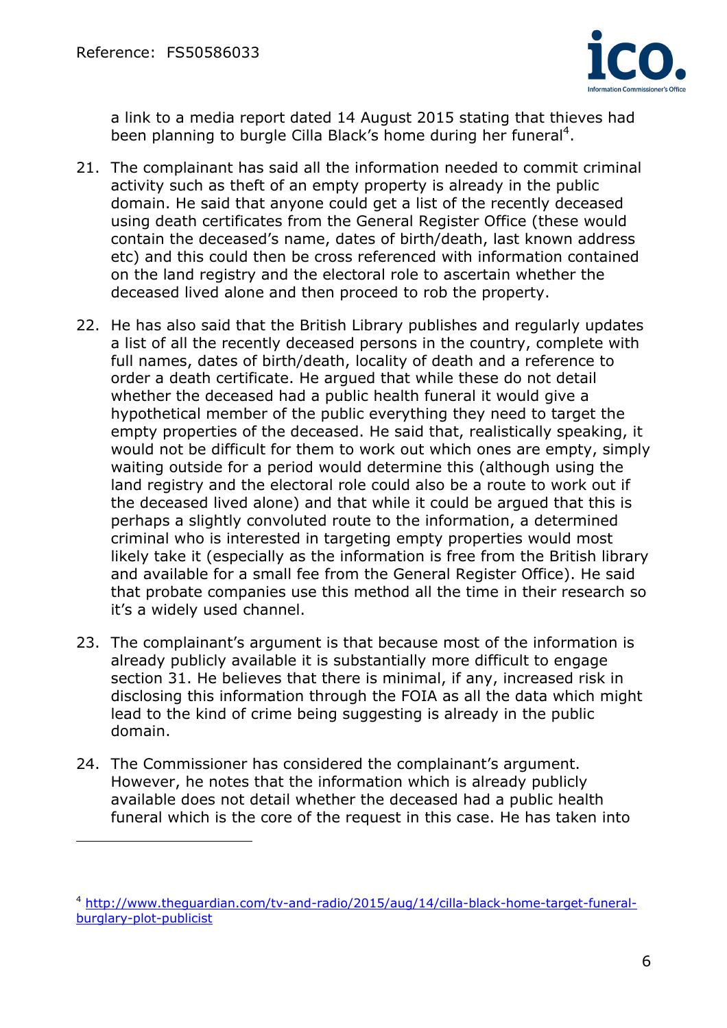a link to a media report dated 14 August 2015 stating that thieves had been planning to burgle Cilla Black's home during her funeral[4].

21. The complainant has said all the information needed to commit criminal activity such as theft of an empty property is already in the public domain. He said that anyone could get a list of the recently deceased using death certificates from the General Register Office (these would contain the deceased's name, dates of birth/death, last known address etc) and this could then be cross referenced with information contained on the land registry and the electoral role to ascertain whether the deceased lived alone and then proceed to rob the property.

22. He has also said that the British Library publishes and regularly updates a list of all the recently deceased persons in the country, complete with full names, dates of birth/death, locality of death and a reference to order a death certificate. He argued that while these do not detail whether the deceased had a public health funeral it would give a hypothetical member of the public everything they need to target the empty properties of the deceased. He said that, realistically speaking, it would not be difficult for them to work out which ones are empty, simply waiting outside for a period would determine this (although using the land registry and the electoral role could also be a route to work out if the deceased lived alone) and that while it could be argued that this is perhaps a slightly convoluted route to the information, a determined criminal who is interested in targeting empty properties would most likely take it (especially as the information is free from the British library and available for a small fee from the General Register Office). He said that probate companies use this method all the time in their research so it's a widely used channel.

23. The complainant's argument is that because most of the information is already publicly available it is substantially more difficult to engage section 31. He believes that there is minimal, if any, increased risk in disclosing this information through the FOIA as all the data which might lead to the kind of crime being suggesting is already in the public domain.

24. The Commissioner has considered the complainant's argument. However, he notes that the information which is already publicly available does not detail whether the deceased had a public health funeral which is the core of the request in this case. He has taken into

---

[4] http://www.theguardian.com/tv-and-radio/2015/aug/14/cilla-black-home-target-funeral-burglary-plot-publicist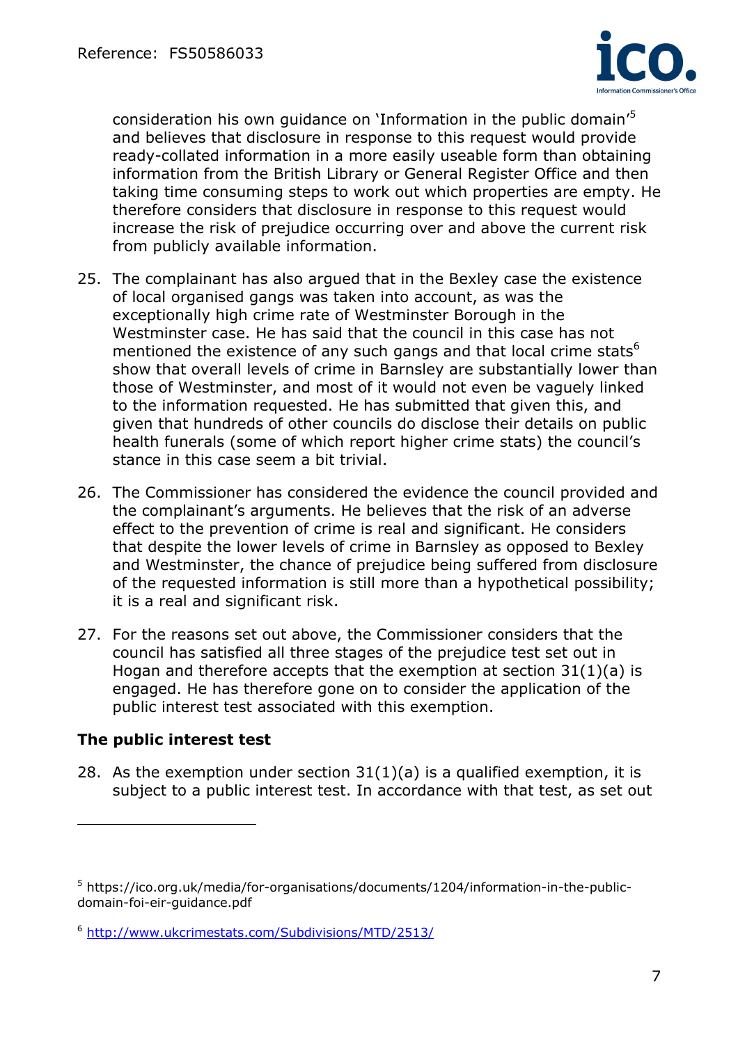consideration his own guidance on 'Information in the public domain'[5] and believes that disclosure in response to this request would provide ready-collated information in a more easily useable form than obtaining information from the British Library or General Register Office and then taking time consuming steps to work out which properties are empty. He therefore considers that disclosure in response to this request would increase the risk of prejudice occurring over and above the current risk from publicly available information.

25. The complainant has also argued that in the Bexley case the existence of local organised gangs was taken into account, as was the exceptionally high crime rate of Westminster Borough in the Westminster case. He has said that the council in this case has not mentioned the existence of any such gangs and that local crime stats[6] show that overall levels of crime in Barnsley are substantially lower than those of Westminster, and most of it would not even be vaguely linked to the information requested. He has submitted that given this, and given that hundreds of other councils do disclose their details on public health funerals (some of which report higher crime stats) the council's stance in this case seem a bit trivial.

26. The Commissioner has considered the evidence the council provided and the complainant's arguments. He believes that the risk of an adverse effect to the prevention of crime is real and significant. He considers that despite the lower levels of crime in Barnsley as opposed to Bexley and Westminster, the chance of prejudice being suffered from disclosure of the requested information is still more than a hypothetical possibility; it is a real and significant risk.

27. For the reasons set out above, the Commissioner considers that the council has satisfied all three stages of the prejudice test set out in Hogan and therefore accepts that the exemption at section 31(1)(a) is engaged. He has therefore gone on to consider the application of the public interest test associated with this exemption.

## The public interest test

28. As the exemption under section 31(1)(a) is a qualified exemption, it is subject to a public interest test. In accordance with that test, as set out

---

[5] https://ico.org.uk/media/for-organisations/documents/1204/information-in-the-public-domain-foi-eir-guidance.pdf

[6] http://www.ukcrimestats.com/Subdivisions/MTD/2513/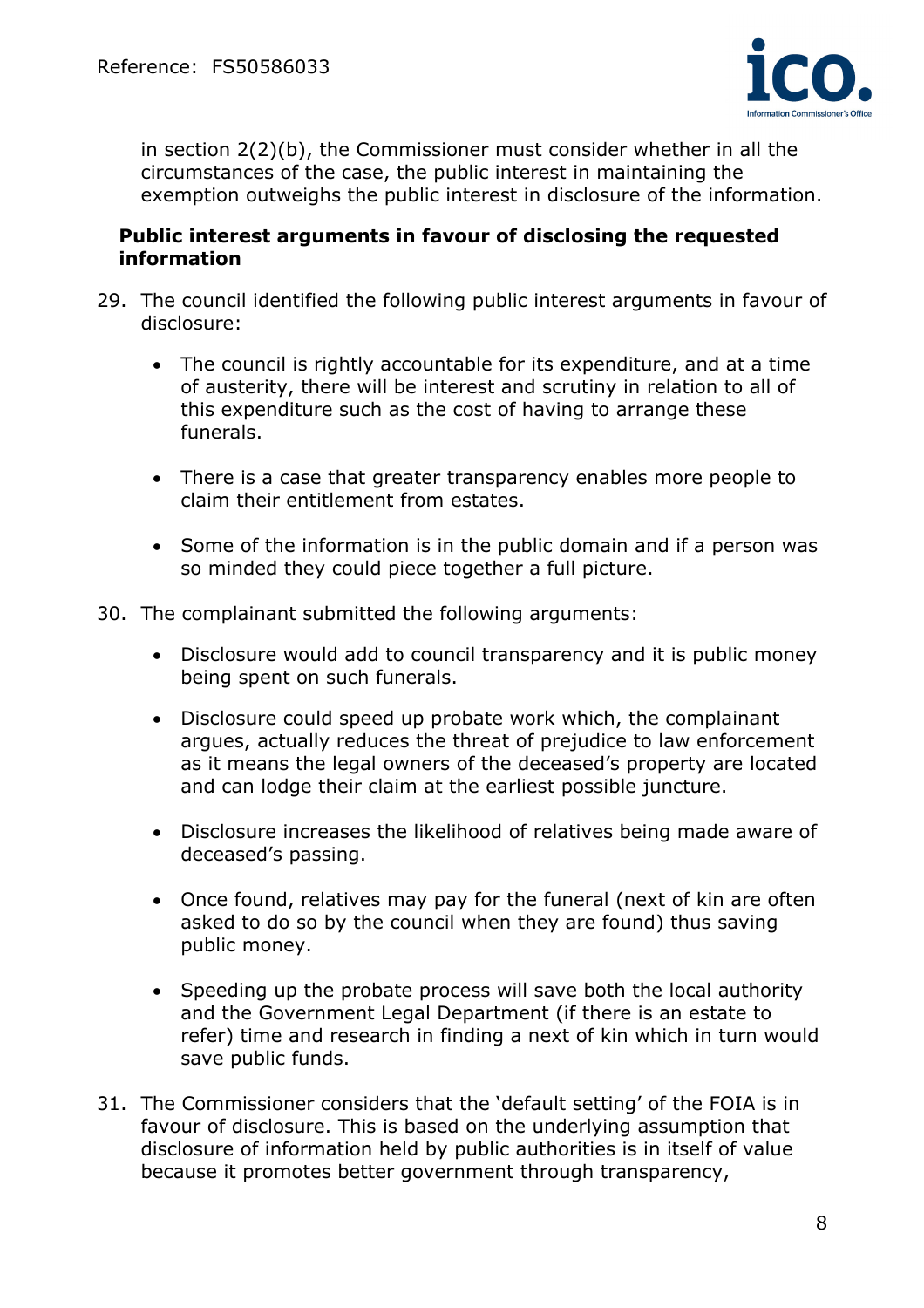in section 2(2)(b), the Commissioner must consider whether in all the circumstances of the case, the public interest in maintaining the exemption outweighs the public interest in disclosure of the information.

**Public interest arguments in favour of disclosing the requested information**

29. The council identified the following public interest arguments in favour of disclosure:

    - The council is rightly accountable for its expenditure, and at a time of austerity, there will be interest and scrutiny in relation to all of this expenditure such as the cost of having to arrange these funerals.

    - There is a case that greater transparency enables more people to claim their entitlement from estates.

    - Some of the information is in the public domain and if a person was so minded they could piece together a full picture.

30. The complainant submitted the following arguments:

    - Disclosure would add to council transparency and it is public money being spent on such funerals.

    - Disclosure could speed up probate work which, the complainant argues, actually reduces the threat of prejudice to law enforcement as it means the legal owners of the deceased's property are located and can lodge their claim at the earliest possible juncture.

    - Disclosure increases the likelihood of relatives being made aware of deceased's passing.

    - Once found, relatives may pay for the funeral (next of kin are often asked to do so by the council when they are found) thus saving public money.

    - Speeding up the probate process will save both the local authority and the Government Legal Department (if there is an estate to refer) time and research in finding a next of kin which in turn would save public funds.

31. The Commissioner considers that the 'default setting' of the FOIA is in favour of disclosure. This is based on the underlying assumption that disclosure of information held by public authorities is in itself of value because it promotes better government through transparency,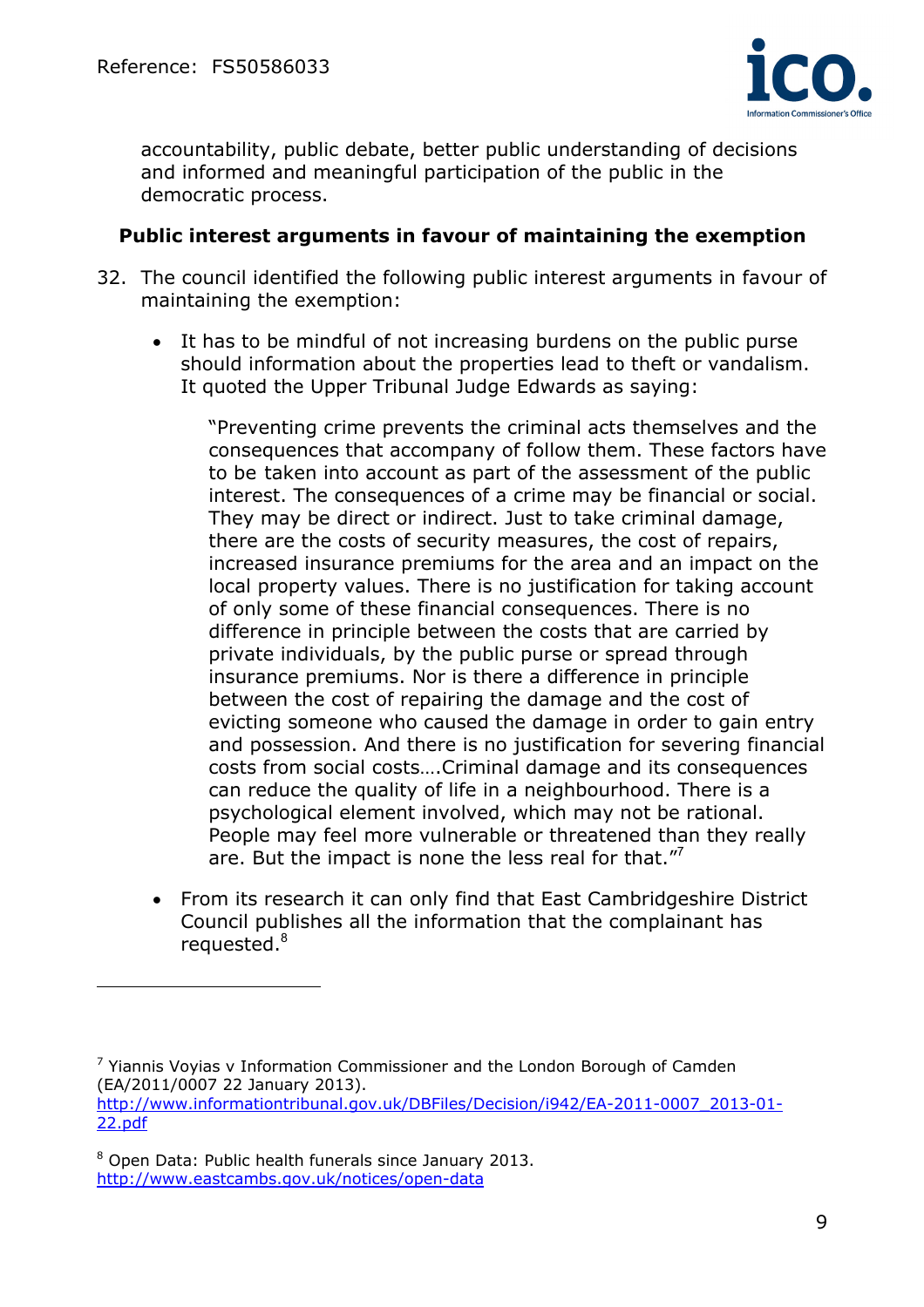accountability, public debate, better public understanding of decisions and informed and meaningful participation of the public in the democratic process.

**Public interest arguments in favour of maintaining the exemption**

32. The council identified the following public interest arguments in favour of maintaining the exemption:

    - It has to be mindful of not increasing burdens on the public purse should information about the properties lead to theft or vandalism. It quoted the Upper Tribunal Judge Edwards as saying:

      > "Preventing crime prevents the criminal acts themselves and the consequences that accompany of follow them. These factors have to be taken into account as part of the assessment of the public interest. The consequences of a crime may be financial or social. They may be direct or indirect. Just to take criminal damage, there are the costs of security measures, the cost of repairs, increased insurance premiums for the area and an impact on the local property values. There is no justification for taking account of only some of these financial consequences. There is no difference in principle between the costs that are carried by private individuals, by the public purse or spread through insurance premiums. Nor is there a difference in principle between the cost of repairing the damage and the cost of evicting someone who caused the damage in order to gain entry and possession. And there is no justification for severing financial costs from social costs….Criminal damage and its consequences can reduce the quality of life in a neighbourhood. There is a psychological element involved, which may not be rational. People may feel more vulnerable or threatened than they really are. But the impact is none the less real for that."[7]

    - From its research it can only find that East Cambridgeshire District Council publishes all the information that the complainant has requested.[8]

---

[7] Yiannis Voyias v Information Commissioner and the London Borough of Camden (EA/2011/0007 22 January 2013).
http://www.informationtribunal.gov.uk/DBFiles/Decision/i942/EA-2011-0007_2013-01-22.pdf

[8] Open Data: Public health funerals since January 2013.
http://www.eastcambs.gov.uk/notices/open-data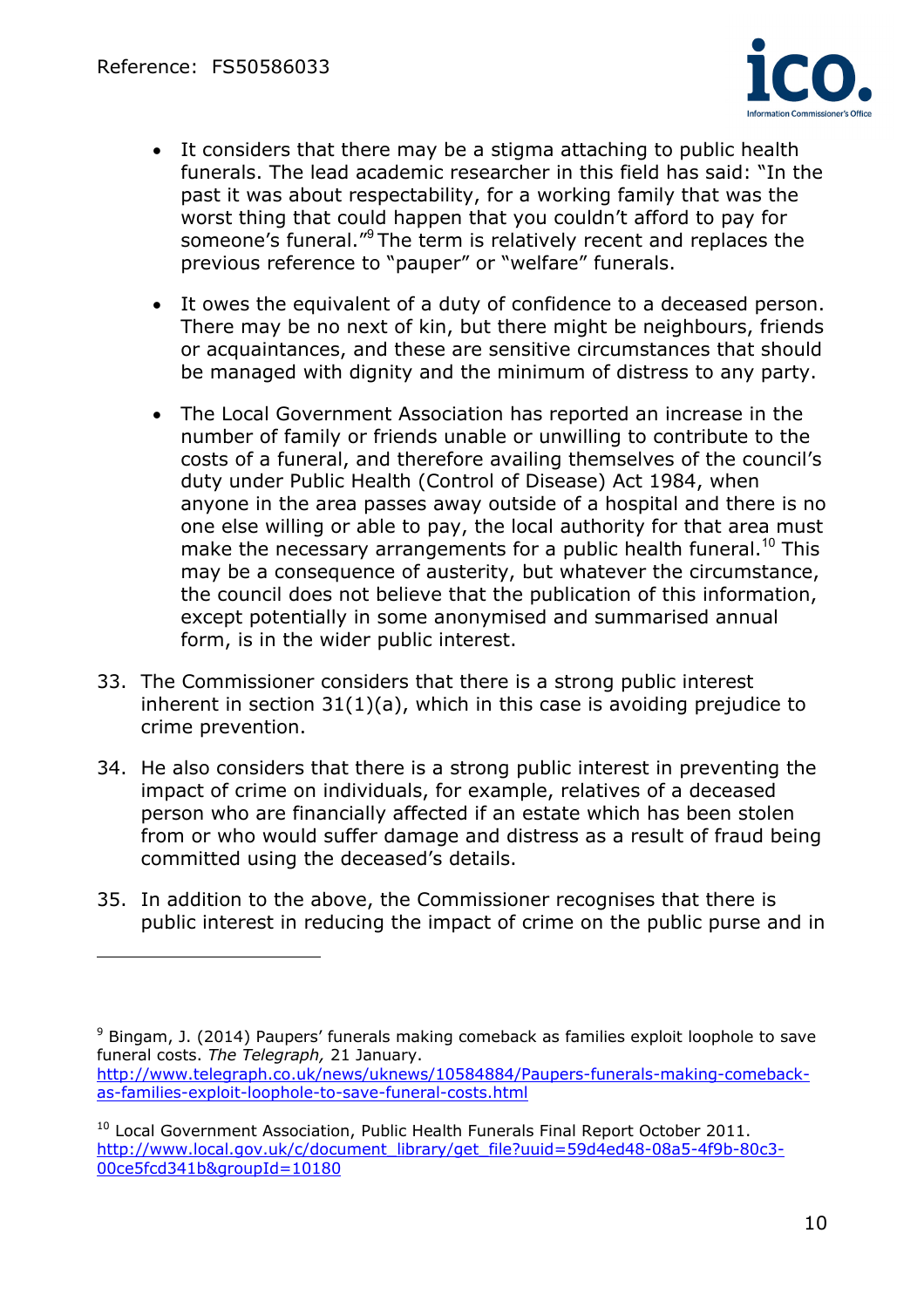- It considers that there may be a stigma attaching to public health funerals. The lead academic researcher in this field has said: "In the past it was about respectability, for a working family that was the worst thing that could happen that you couldn't afford to pay for someone's funeral."[9] The term is relatively recent and replaces the previous reference to "pauper" or "welfare" funerals.

- It owes the equivalent of a duty of confidence to a deceased person. There may be no next of kin, but there might be neighbours, friends or acquaintances, and these are sensitive circumstances that should be managed with dignity and the minimum of distress to any party.

- The Local Government Association has reported an increase in the number of family or friends unable or unwilling to contribute to the costs of a funeral, and therefore availing themselves of the council's duty under Public Health (Control of Disease) Act 1984, when anyone in the area passes away outside of a hospital and there is no one else willing or able to pay, the local authority for that area must make the necessary arrangements for a public health funeral.[10] This may be a consequence of austerity, but whatever the circumstance, the council does not believe that the publication of this information, except potentially in some anonymised and summarised annual form, is in the wider public interest.

33. The Commissioner considers that there is a strong public interest inherent in section 31(1)(a), which in this case is avoiding prejudice to crime prevention.

34. He also considers that there is a strong public interest in preventing the impact of crime on individuals, for example, relatives of a deceased person who are financially affected if an estate which has been stolen from or who would suffer damage and distress as a result of fraud being committed using the deceased's details.

35. In addition to the above, the Commissioner recognises that there is public interest in reducing the impact of crime on the public purse and in

---

[9] Bingam, J. (2014) Paupers' funerals making comeback as families exploit loophole to save funeral costs. *The Telegraph,* 21 January. http://www.telegraph.co.uk/news/uknews/10584884/Paupers-funerals-making-comeback-as-families-exploit-loophole-to-save-funeral-costs.html

[10] Local Government Association, Public Health Funerals Final Report October 2011. http://www.local.gov.uk/c/document_library/get_file?uuid=59d4ed48-08a5-4f9b-80c3-00ce5fcd341b&groupId=10180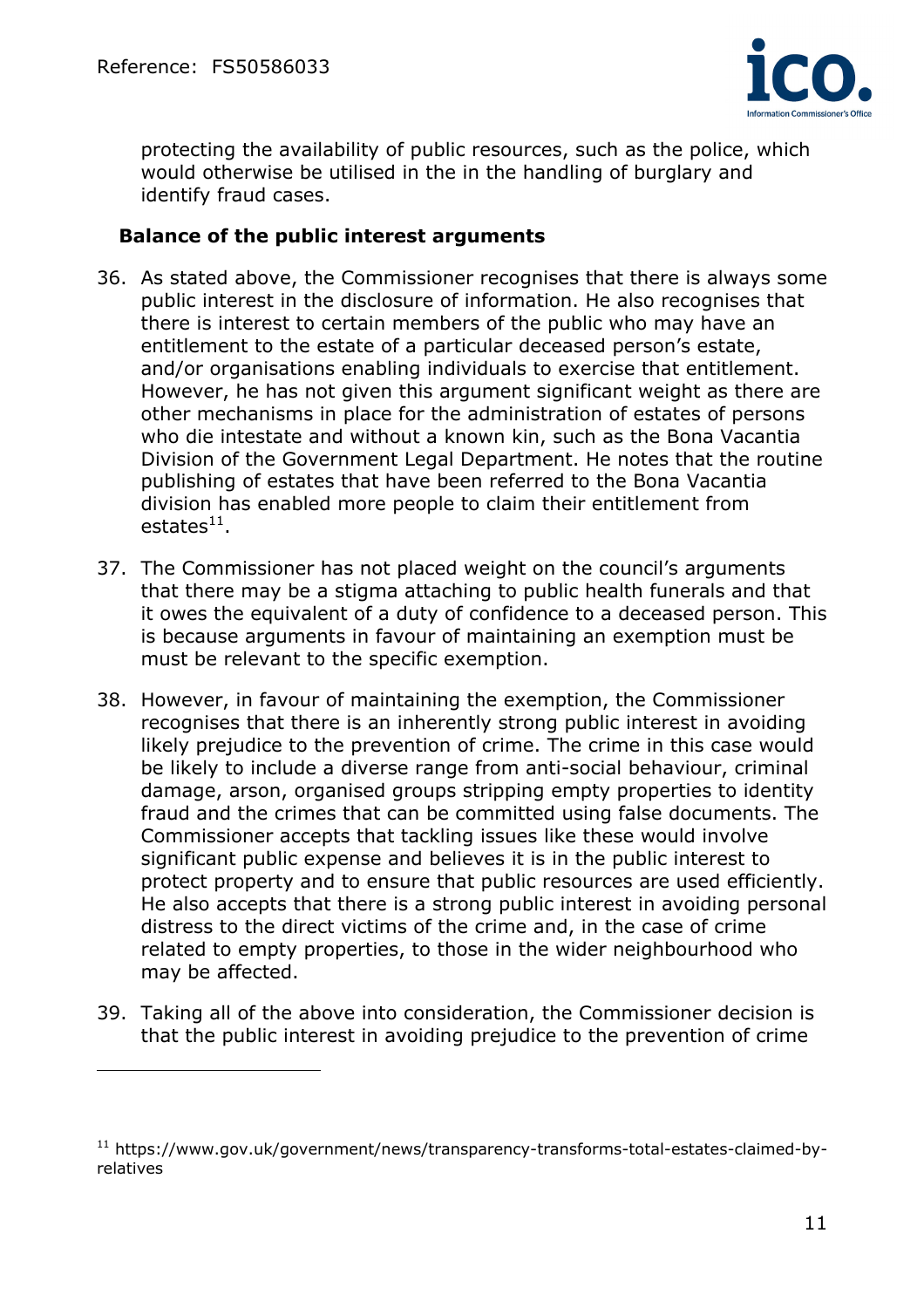protecting the availability of public resources, such as the police, which would otherwise be utilised in the in the handling of burglary and identify fraud cases.

**Balance of the public interest arguments**

36. As stated above, the Commissioner recognises that there is always some public interest in the disclosure of information. He also recognises that there is interest to certain members of the public who may have an entitlement to the estate of a particular deceased person's estate, and/or organisations enabling individuals to exercise that entitlement. However, he has not given this argument significant weight as there are other mechanisms in place for the administration of estates of persons who die intestate and without a known kin, such as the Bona Vacantia Division of the Government Legal Department. He notes that the routine publishing of estates that have been referred to the Bona Vacantia division has enabled more people to claim their entitlement from estates[11].

37. The Commissioner has not placed weight on the council's arguments that there may be a stigma attaching to public health funerals and that it owes the equivalent of a duty of confidence to a deceased person. This is because arguments in favour of maintaining an exemption must be must be relevant to the specific exemption.

38. However, in favour of maintaining the exemption, the Commissioner recognises that there is an inherently strong public interest in avoiding likely prejudice to the prevention of crime. The crime in this case would be likely to include a diverse range from anti-social behaviour, criminal damage, arson, organised groups stripping empty properties to identity fraud and the crimes that can be committed using false documents. The Commissioner accepts that tackling issues like these would involve significant public expense and believes it is in the public interest to protect property and to ensure that public resources are used efficiently. He also accepts that there is a strong public interest in avoiding personal distress to the direct victims of the crime and, in the case of crime related to empty properties, to those in the wider neighbourhood who may be affected.

39. Taking all of the above into consideration, the Commissioner decision is that the public interest in avoiding prejudice to the prevention of crime

[11] https://www.gov.uk/government/news/transparency-transforms-total-estates-claimed-by-relatives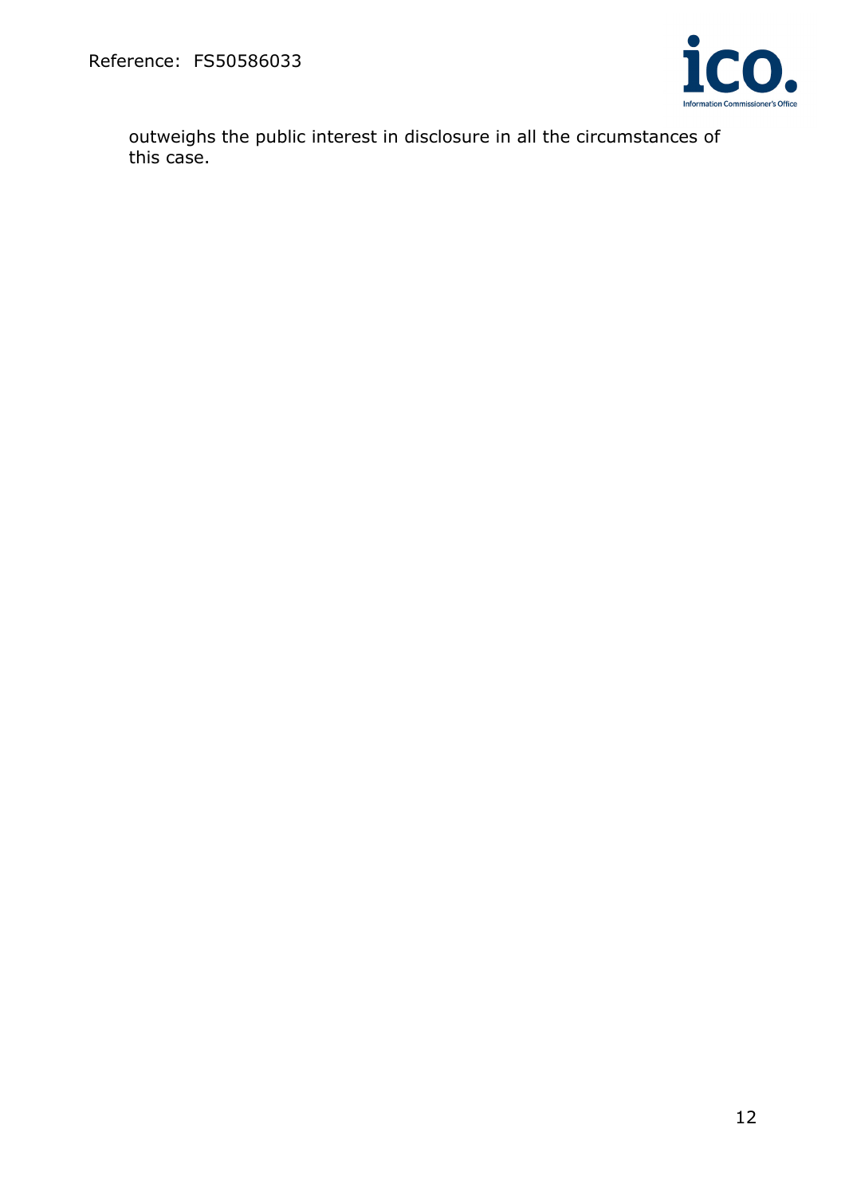outweighs the public interest in disclosure in all the circumstances of this case.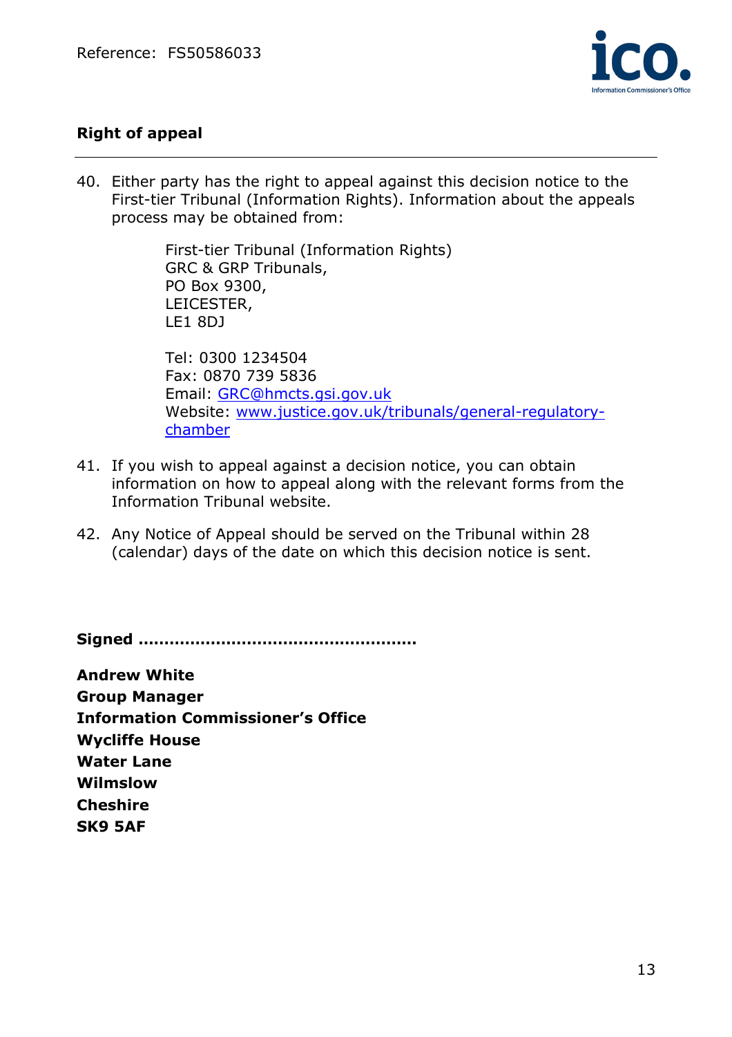## Right of appeal

40. Either party has the right to appeal against this decision notice to the First-tier Tribunal (Information Rights). Information about the appeals process may be obtained from:

    First-tier Tribunal (Information Rights)
    GRC & GRP Tribunals,
    PO Box 9300,
    LEICESTER,
    LE1 8DJ

    Tel: 0300 1234504
    Fax: 0870 739 5836
    Email: GRC@hmcts.gsi.gov.uk
    Website: www.justice.gov.uk/tribunals/general-regulatory-chamber

41. If you wish to appeal against a decision notice, you can obtain information on how to appeal along with the relevant forms from the Information Tribunal website.

42. Any Notice of Appeal should be served on the Tribunal within 28 (calendar) days of the date on which this decision notice is sent.

**Signed ………………………………………………**

**Andrew White**
**Group Manager**
**Information Commissioner's Office**
**Wycliffe House**
**Water Lane**
**Wilmslow**
**Cheshire**
**SK9 5AF**